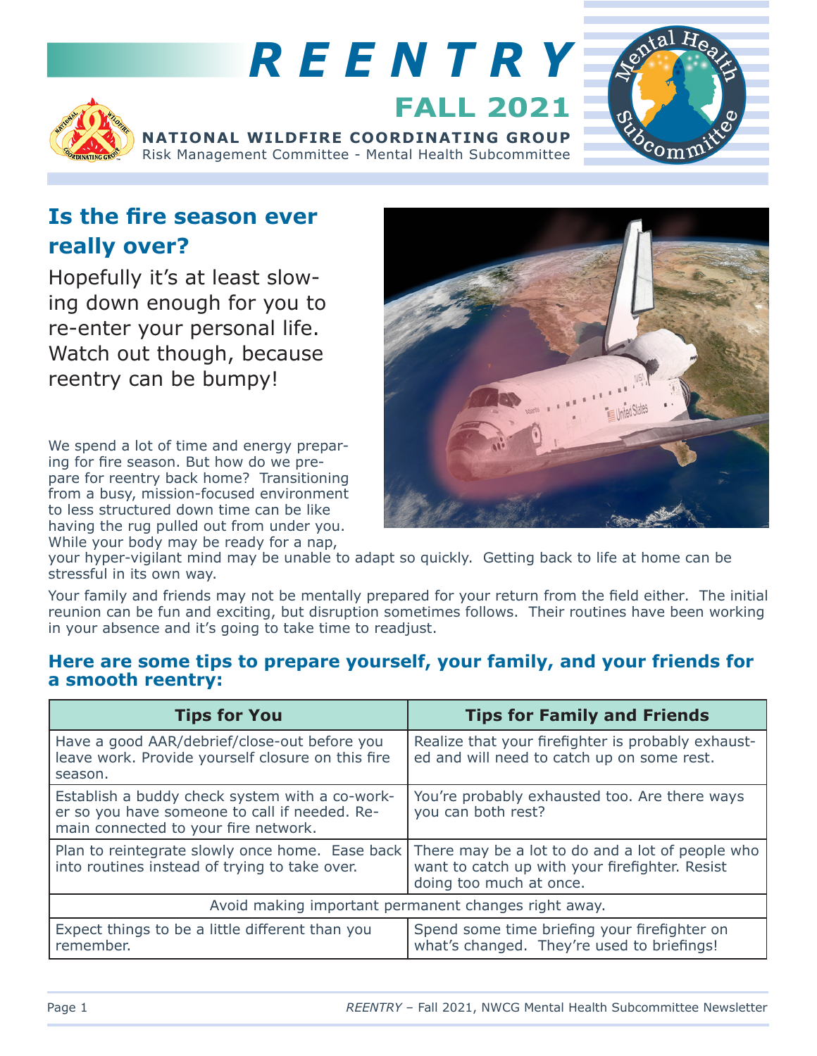# REENTRY

## FALL 2021

**NATIONAL WILDFIRE COORDINATING GROUP**
Risk Management Committee - Mental Health Subcommittee

## Is the fire season ever really over?

Hopefully it's at least slowing down enough for you to re-enter your personal life. Watch out though, because reentry can be bumpy!

We spend a lot of time and energy preparing for fire season. But how do we prepare for reentry back home? Transitioning from a busy, mission-focused environment to less structured down time can be like having the rug pulled out from under you. While your body may be ready for a nap, your hyper-vigilant mind may be unable to adapt so quickly. Getting back to life at home can be stressful in its own way.

Your family and friends may not be mentally prepared for your return from the field either. The initial reunion can be fun and exciting, but disruption sometimes follows. Their routines have been working in your absence and it's going to take time to readjust.

### Here are some tips to prepare yourself, your family, and your friends for a smooth reentry:

| Tips for You | Tips for Family and Friends |
|---|---|
| Have a good AAR/debrief/close-out before you leave work. Provide yourself closure on this fire season. | Realize that your firefighter is probably exhausted and will need to catch up on some rest. |
| Establish a buddy check system with a co-worker so you have someone to call if needed. Remain connected to your fire network. | You're probably exhausted too. Are there ways you can both rest? |
| Plan to reintegrate slowly once home. Ease back into routines instead of trying to take over. | There may be a lot to do and a lot of people who want to catch up with your firefighter. Resist doing too much at once. |
| Avoid making important permanent changes right away. | |
| Expect things to be a little different than you remember. | Spend some time briefing your firefighter on what's changed. They're used to briefings! |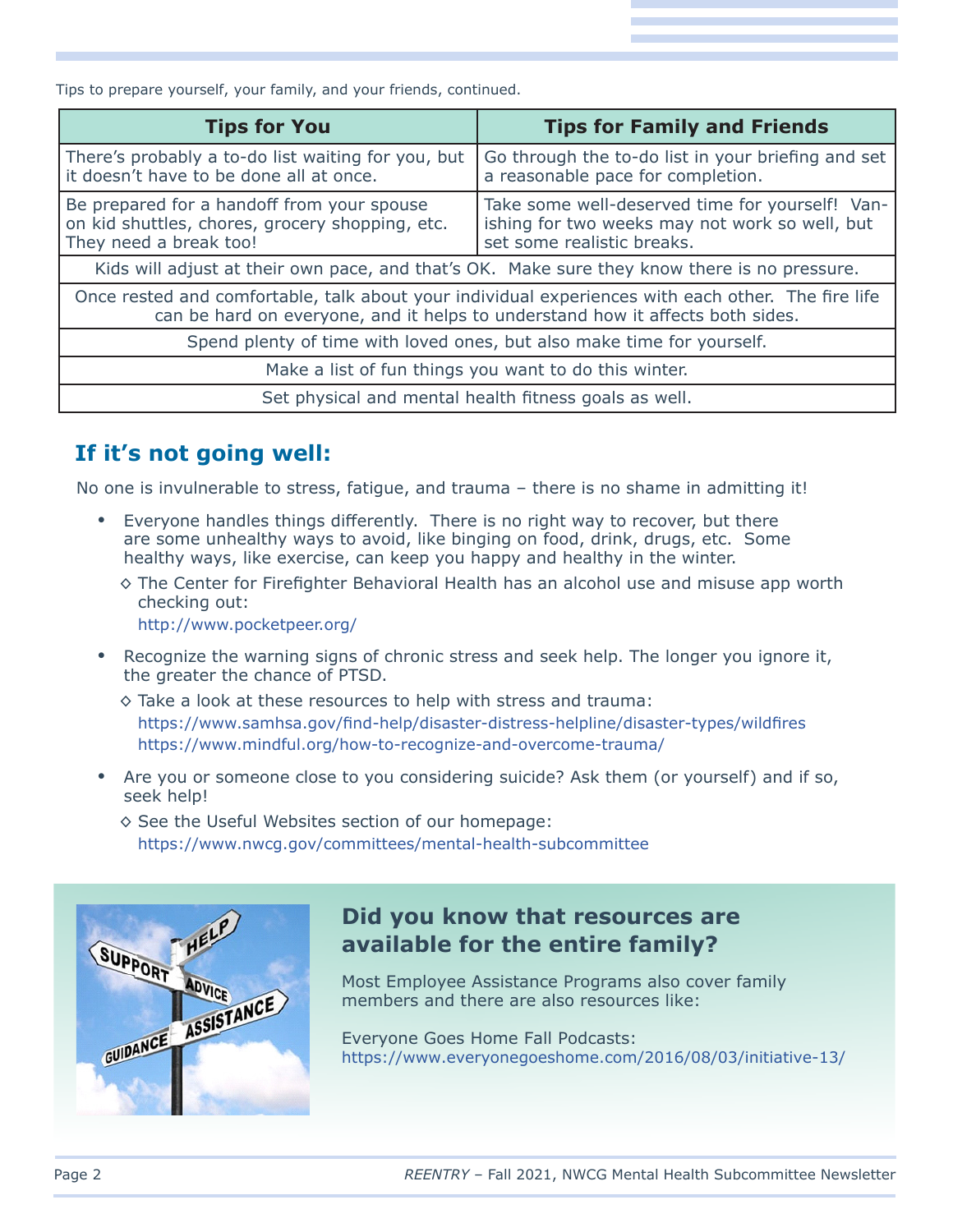Tips to prepare yourself, your family, and your friends, continued.

| Tips for You | Tips for Family and Friends |
|---|---|
| There's probably a to-do list waiting for you, but it doesn't have to be done all at once. | Go through the to-do list in your briefing and set a reasonable pace for completion. |
| Be prepared for a handoff from your spouse on kid shuttles, chores, grocery shopping, etc. They need a break too! | Take some well-deserved time for yourself! Vanishing for two weeks may not work so well, but set some realistic breaks. |
| Kids will adjust at their own pace, and that's OK. Make sure they know there is no pressure. | |
| Once rested and comfortable, talk about your individual experiences with each other. The fire life can be hard on everyone, and it helps to understand how it affects both sides. | |
| Spend plenty of time with loved ones, but also make time for yourself. | |
| Make a list of fun things you want to do this winter. | |
| Set physical and mental health fitness goals as well. | |

## If it's not going well:

No one is invulnerable to stress, fatigue, and trauma – there is no shame in admitting it!

- Everyone handles things differently. There is no right way to recover, but there are some unhealthy ways to avoid, like binging on food, drink, drugs, etc. Some healthy ways, like exercise, can keep you happy and healthy in the winter.
  - ◇ The Center for Firefighter Behavioral Health has an alcohol use and misuse app worth checking out:
    http://www.pocketpeer.org/
- Recognize the warning signs of chronic stress and seek help. The longer you ignore it, the greater the chance of PTSD.
  - ◇ Take a look at these resources to help with stress and trauma:
    https://www.samhsa.gov/find-help/disaster-distress-helpline/disaster-types/wildfires
    https://www.mindful.org/how-to-recognize-and-overcome-trauma/
- Are you or someone close to you considering suicide? Ask them (or yourself) and if so, seek help!
  - ◇ See the Useful Websites section of our homepage:
    https://www.nwcg.gov/committees/mental-health-subcommittee

## Did you know that resources are available for the entire family?

Most Employee Assistance Programs also cover family members and there are also resources like:

Everyone Goes Home Fall Podcasts:
https://www.everyonegoeshome.com/2016/08/03/initiative-13/